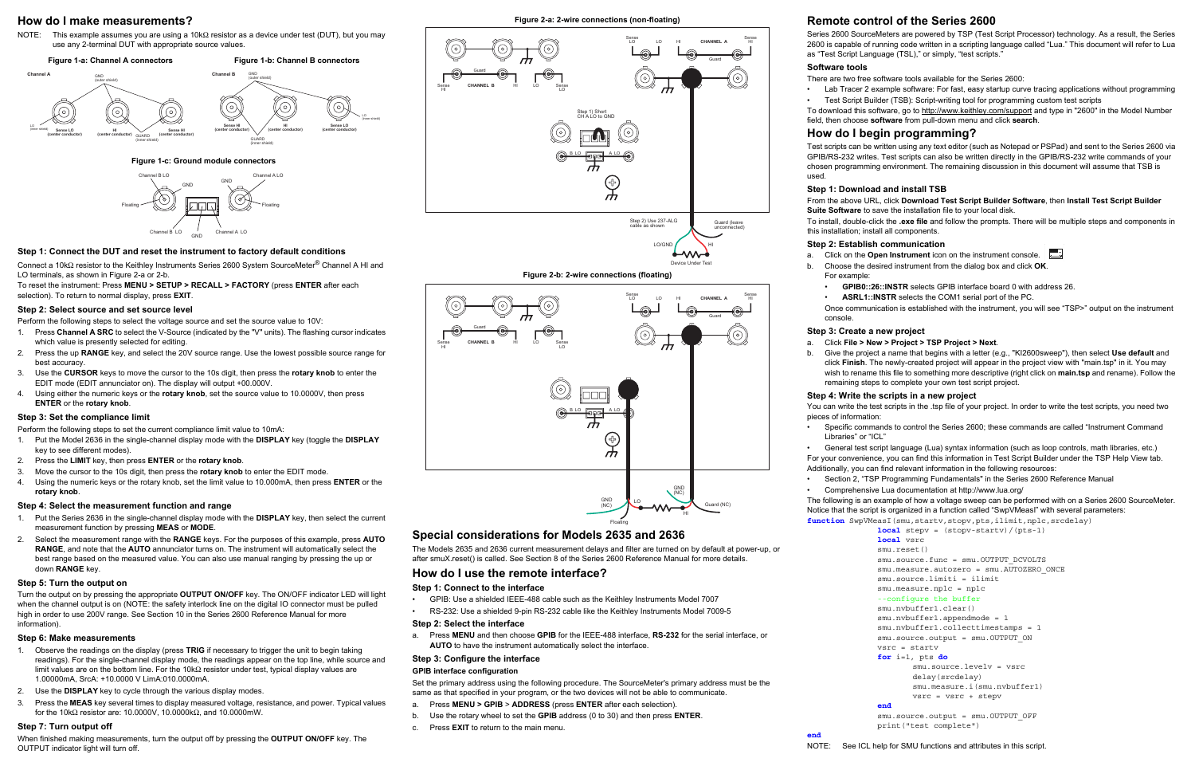## How do I make measurements?

NOTE: This example assumes you are using a 10kΩ resistor as a device under test (DUT), but you may use any 2-terminal DUT with appropriate source values.

Figure 1-a: Channel A connectors

Figure 1-b: Channel B connectors

Figure 1-c: Ground module connectors

### Step 1: Connect the DUT and reset the instrument to factory default conditions

Connect a 10kΩ resistor to the Keithley Instruments Series 2600 System SourceMeter® Channel A HI and LO terminals, as shown in Figure 2-a or 2-b.

To reset the instrument: Press **MENU > SETUP > RECALL > FACTORY** (press **ENTER** after each selection). To return to normal display, press **EXIT**.

### Step 2: Select source and set source level

Perform the following steps to select the voltage source and set the source value to 10V:

1. Press **Channel A SRC** to select the V-Source (indicated by the "V" units). The flashing cursor indicates which value is presently selected for editing.
2. Press the up **RANGE** key, and select the 20V source range. Use the lowest possible source range for best accuracy.
3. Use the **CURSOR** keys to move the cursor to the 10s digit, then press the **rotary knob** to enter the EDIT mode (EDIT annunciator on). The display will output +00.000V.
4. Using either the numeric keys or the **rotary knob**, set the source value to 10.0000V, then press **ENTER** or the **rotary knob**.

### Step 3: Set the compliance limit

Perform the following steps to set the current compliance limit value to 10mA:

1. Put the Model 2636 in the single-channel display mode with the **DISPLAY** key (toggle the **DISPLAY** key to see different modes).
2. Press the **LIMIT** key, then press **ENTER** or the **rotary knob**.
3. Move the cursor to the 10s digit, then press the **rotary knob** to enter the EDIT mode.
4. Using the numeric keys or the rotary knob, set the limit value to 10.000mA, then press **ENTER** or the **rotary knob**.

### Step 4: Select the measurement function and range

1. Put the Series 2636 in the single-channel display mode with the **DISPLAY** key, then select the current measurement function by pressing **MEAS** or **MODE**.
2. Select the measurement range with the **RANGE** keys. For the purposes of this example, press **AUTO RANGE**, and note that the **AUTO** annunciator turns on. The instrument will automatically select the best range based on the measured value. You can also use manual ranging by pressing the up or down **RANGE** key.

### Step 5: Turn the output on

Turn the output on by pressing the appropriate **OUTPUT ON/OFF** key. The ON/OFF indicator LED will light when the channel output is on (NOTE: the safety interlock line on the digital IO connector must be pulled high in order to use 200V range. See Section 10 in the Series 2600 Reference Manual for more information).

### Step 6: Make measurements

1. Observe the readings on the display (press **TRIG** if necessary to trigger the unit to begin taking readings). For the single-channel display mode, the readings appear on the top line, while source and limit values are on the bottom line. For the 10kΩ resistor under test, typical display values are 1.00000mA, SrcA: +10.0000 V LimA:010.0000mA.
2. Use the **DISPLAY** key to cycle through the various display modes.
3. Press the **MEAS** key several times to display measured voltage, resistance, and power. Typical values for the 10kΩ resistor are: 10.0000V, 10.0000kΩ, and 10.0000mW.

### Step 7: Turn output off

When finished making measurements, turn the output off by pressing the **OUTPUT ON/OFF** key. The OUTPUT indicator light will turn off.

Figure 2-a: 2-wire connections (non-floating)

Figure 2-b: 2-wire connections (floating)

## Special considerations for Models 2635 and 2636

The Models 2635 and 2636 current measurement delays and filter are turned on by default at power-up, or after smuX.reset() is called. See Section 8 of the Series 2600 Reference Manual for more details.

## How do I use the remote interface?

### Step 1: Connect to the interface

- GPIB: Use a shielded IEEE-488 cable such as the Keithley Instruments Model 7007
- RS-232: Use a shielded 9-pin RS-232 cable like the Keithley Instruments Model 7009-5

### Step 2: Select the interface

a. Press **MENU** and then choose **GPIB** for the IEEE-488 interface, **RS-232** for the serial interface, or **AUTO** to have the instrument automatically select the interface.

### Step 3: Configure the interface

**GPIB interface configuration**

Set the primary address using the following procedure. The SourceMeter's primary address must be the same as that specified in your program, or the two devices will not be able to communicate.

a. Press **MENU > GPIB** > **ADDRESS** (press **ENTER** after each selection).
b. Use the rotary wheel to set the **GPIB** address (0 to 30) and then press **ENTER**.
c. Press **EXIT** to return to the main menu.

## Remote control of the Series 2600

Series 2600 SourceMeters are powered by TSP (Test Script Processor) technology. As a result, the Series 2600 is capable of running code written in a scripting language called "Lua." This document will refer to Lua as "Test Script Language (TSL)," or simply, "test scripts."

### Software tools

There are two free software tools available for the Series 2600:

- Lab Tracer 2 example software: For fast, easy startup curve tracing applications without programming
- Test Script Builder (TSB): Script-writing tool for programming custom test scripts

To download this software, go to http://www.keithley.com/support and type in "2600" in the Model Number field, then choose **software** from pull-down menu and click **search**.

## How do I begin programming?

Test scripts can be written using any text editor (such as Notepad or PSPad) and sent to the Series 2600 via GPIB/RS-232 writes. Test scripts can also be written directly in the GPIB/RS-232 write commands of your chosen programming environment. The remaining discussion in this document will assume that TSB is used.

### Step 1: Download and install TSB

From the above URL, click **Download Test Script Builder Software**, then **Install Test Script Builder Suite Software** to save the installation file to your local disk.

To install, double-click the **.exe file** and follow the prompts. There will be multiple steps and components in this installation; install all components.

### Step 2: Establish communication

a. Click on the **Open Instrument** icon on the instrument console.
b. Choose the desired instrument from the dialog box and click **OK**. For example:
   - **GPIB0::26::INSTR** selects GPIB interface board 0 with address 26.
   - **ASRL1::INSTR** selects the COM1 serial port of the PC.

   Once communication is established with the instrument, you will see "TSP>" output on the instrument console.

### Step 3: Create a new project

a. Click **File > New > Project > TSP Project > Next**.
b. Give the project a name that begins with a letter (e.g., "KI2600sweep"), then select **Use default** and click **Finish**. The newly-created project will appear in the project view with "main.tsp" in it. You may wish to rename this file to something more descriptive (right click on **main.tsp** and rename). Follow the remaining steps to complete your own test script project.

### Step 4: Write the scripts in a new project

You can write the test scripts in the .tsp file of your project. In order to write the test scripts, you need two pieces of information:

- Specific commands to control the Series 2600; these commands are called "Instrument Command Libraries" or "ICL"
- General test script language (Lua) syntax information (such as loop controls, math libraries, etc.)

For your convenience, you can find this information in Test Script Builder under the TSP Help View tab. Additionally, you can find relevant information in the following resources:

- Section 2, "TSP Programming Fundamentals" in the Series 2600 Reference Manual
- Comprehensive Lua documentation at http://www.lua.org/

The following is an example of how a voltage sweep can be performed with on a Series 2600 SourceMeter. Notice that the script is organized in a function called "SwpVMeasI" with several parameters:

```
function SwpVMeasI(smu,startv,stopv,pts,ilimit,nplc,srcdelay)
        local stepv = (stopv-startv)/(pts-1)
        local vsrc
        smu.reset()
        smu.source.func = smu.OUTPUT_DCVOLTS
        smu.measure.autozero = smu.AUTOZERO_ONCE
        smu.source.limiti = ilimit
        smu.measure.nplc = nplc
        --configure the buffer
        smu.nvbuffer1.clear()
        smu.nvbuffer1.appendmode = 1
        smu.nvbuffer1.collecttimestamps = 1
        smu.source.output = smu.OUTPUT_ON
        vsrc = startv
        for i=1, pts do
                smu.source.levelv = vsrc
                delay(srcdelay)
                smu.measure.i(smu.nvbuffer1)
                vsrc = vsrc + stepv
        end
        smu.source.output = smu.OUTPUT_OFF
        print("test complete")
end
```

NOTE: See ICL help for SMU functions and attributes in this script.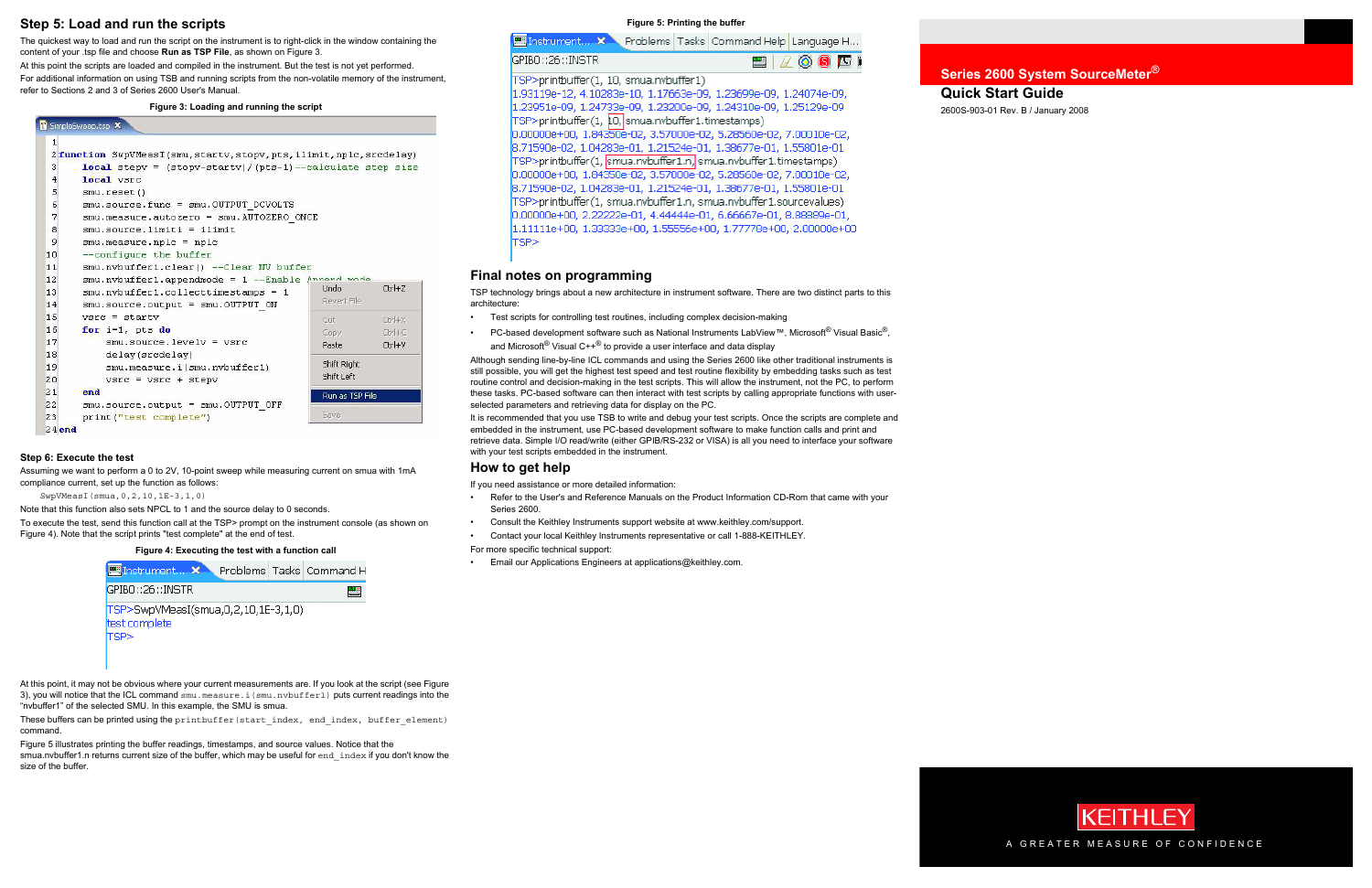## Step 5: Load and run the scripts

The quickest way to load and run the script on the instrument is to right-click in the window containing the content of your .tsp file and choose **Run as TSP File**, as shown on Figure 3.

At this point the scripts are loaded and compiled in the instrument. But the test is not yet performed.

For additional information on using TSB and running scripts from the non-volatile memory of the instrument, refer to Sections 2 and 3 of Series 2600 User's Manual.

**Figure 3: Loading and running the script**

```
1
2 function SwpVMeasI(smu,startv,stopv,pts,ilimit,nplc,srcdelay)
3     local stepv = (stopv-startv)/(pts-1)--calculate step size
4     local vsrc
5     smu.reset()
6     smu.source.func = smu.OUTPUT_DCVOLTS
7     smu.measure.autozero = smu.AUTOZERO_ONCE
8     smu.source.limiti = ilimit
9     smu.measure.nplc = nplc
10    --configure the buffer
11    smu.nvbuffer1.clear() --Clear NV buffer
12    smu.nvbuffer1.appendmode = 1 --Enable Append mode
13    smu.nvbuffer1.collecttimestamps = 1
14    smu.source.output = smu.OUTPUT_ON
15    vsrc = startv
16    for i=1, pts do
17        smu.source.levelv = vsrc
18        delay(srcdelay)
19        smu.measure.i(smu.nvbuffer1)
20        vsrc = vsrc + stepv
21    end
22    smu.source.output = smu.OUTPUT_OFF
23    print("test complete")
24 end
```

## Step 6: Execute the test

Assuming we want to perform a 0 to 2V, 10-point sweep while measuring current on smua with 1mA compliance current, set up the function as follows:

```
SwpVMeasI(smua,0,2,10,1E-3,1,0)
```

Note that this function also sets NPCL to 1 and the source delay to 0 seconds.

To execute the test, send this function call at the TSP> prompt on the instrument console (as shown on Figure 4). Note that the script prints "test complete" at the end of test.

**Figure 4: Executing the test with a function call**

```
TSP>SwpVMeasI(smua,0,2,10,1E-3,1,0)
test complete
TSP>
```

At this point, it may not be obvious where your current measurements are. If you look at the script (see Figure 3), you will notice that the ICL command `smu.measure.i(smu.nvbuffer1)` puts current readings into the "nvbuffer1" of the selected SMU. In this example, the SMU is smua.

These buffers can be printed using the `printbuffer(start_index, end_index, buffer_element)` command.

Figure 5 illustrates printing the buffer readings, timestamps, and source values. Notice that the smua.nvbuffer1.n returns current size of the buffer, which may be useful for `end_index` if you don't know the size of the buffer.

**Figure 5: Printing the buffer**

```
TSP>printbuffer(1, 10, smua.nvbuffer1)
1.93119e-12, 4.10283e-10, 1.17663e-09, 1.23699e-09, 1.24074e-09,
1.23951e-09, 1.24733e-09, 1.23200e-09, 1.24310e-09, 1.25129e-09
TSP>printbuffer(1, 10, smua.nvbuffer1.timestamps)
0.00000e+00, 1.84350e-02, 3.57000e-02, 5.28560e-02, 7.00010e-02,
8.71590e-02, 1.04283e-01, 1.21524e-01, 1.38677e-01, 1.55801e-01
TSP>printbuffer(1, smua.nvbuffer1.n, smua.nvbuffer1.timestamps)
0.00000e+00, 1.84350e-02, 3.57000e-02, 5.28560e-02, 7.00010e-02,
8.71590e-02, 1.04283e-01, 1.21524e-01, 1.38677e-01, 1.55801e-01
TSP>printbuffer(1, smua.nvbuffer1.n, smua.nvbuffer1.sourcevalues)
0.00000e+00, 2.22222e-01, 4.44444e-01, 6.66667e-01, 8.88889e-01,
1.11111e+00, 1.33333e+00, 1.55556e+00, 1.77778e+00, 2.00000e+00
TSP>
```

## Final notes on programming

TSP technology brings about a new architecture in instrument software. There are two distinct parts to this architecture:

- Test scripts for controlling test routines, including complex decision-making
- PC-based development software such as National Instruments LabView™, Microsoft® Visual Basic®, and Microsoft® Visual C++® to provide a user interface and data display

Although sending line-by-line ICL commands and using the Series 2600 like other traditional instruments is still possible, you will get the highest test speed and test routine flexibility by embedding tasks such as test routine control and decision-making in the test scripts. This will allow the instrument, not the PC, to perform these tasks. PC-based software can then interact with test scripts by calling appropriate functions with user-selected parameters and retrieving data for display on the PC.

It is recommended that you use TSB to write and debug your test scripts. Once the scripts are complete and embedded in the instrument, use PC-based development software to make function calls and print and retrieve data. Simple I/O read/write (either GPIB/RS-232 or VISA) is all you need to interface your software with your test scripts embedded in the instrument.

## How to get help

If you need assistance or more detailed information:

- Refer to the User's and Reference Manuals on the Product Information CD-Rom that came with your Series 2600.
- Consult the Keithley Instruments support website at www.keithley.com/support.
- Contact your local Keithley Instruments representative or call 1-888-KEITHLEY.

For more specific technical support:

- Email our Applications Engineers at applications@keithley.com.

**Series 2600 System SourceMeter®**

**Quick Start Guide**

2600S-903-01 Rev. B / January 2008

KEITHLEY

A GREATER MEASURE OF CONFIDENCE